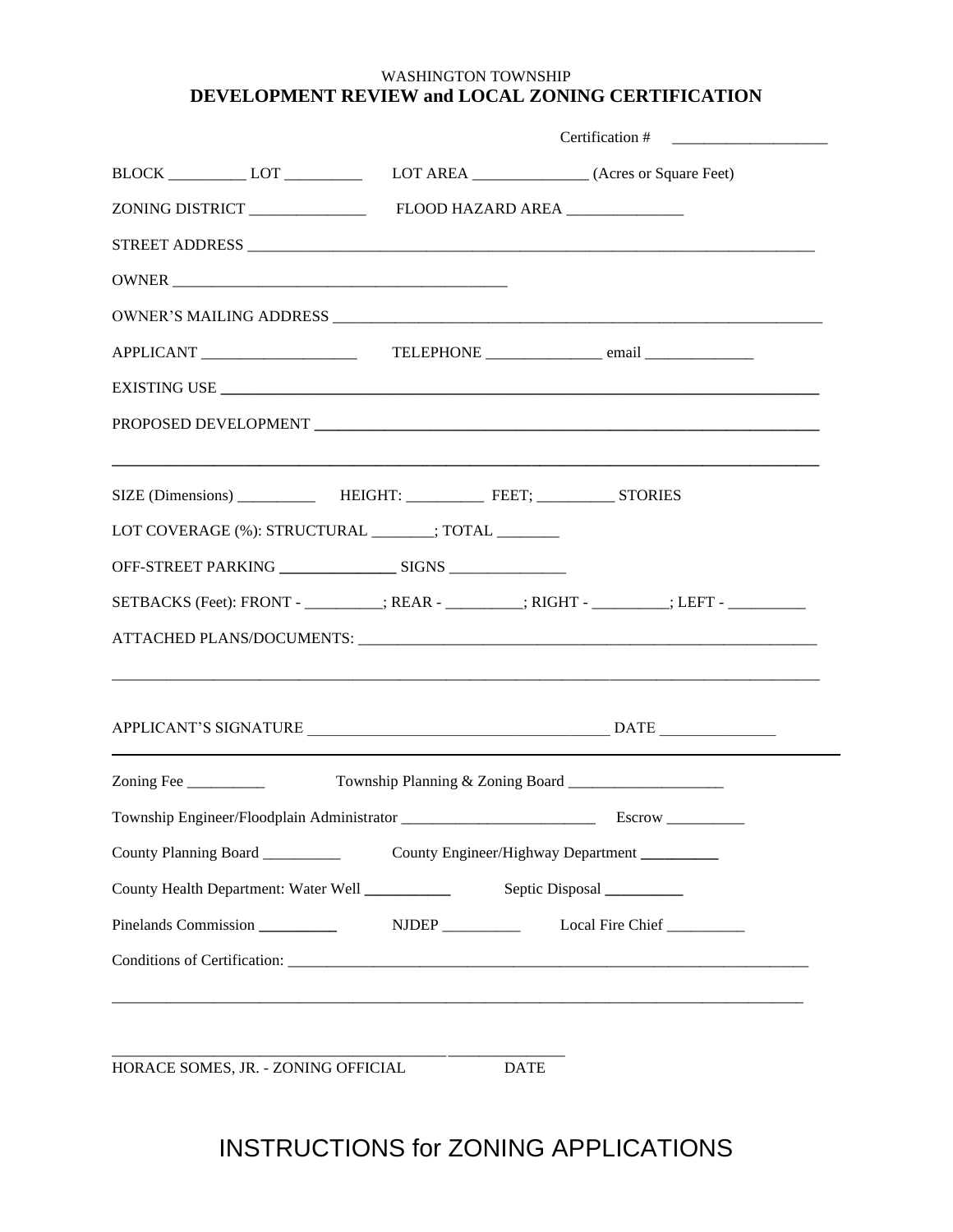WASHINGTON TOWNSHIP

# DEVELOPMENT REVIEW and LOCAL ZONING CERTIFICATION

Certification # ____________________

BLOCK __________ LOT __________ LOT AREA _______________ (Acres or Square Feet)

ZONING DISTRICT _______________ FLOOD HAZARD AREA _______________

STREET ADDRESS ______________________________________________________________________________

OWNER ____________________________________________

OWNER'S MAILING ADDRESS _________________________________________________________________

APPLICANT ____________________ TELEPHONE _______________ email ______________

EXISTING USE ________________________________________________________________________________

PROPOSED DEVELOPMENT ___________________________________________________________________

______________________________________________________________________________________________

SIZE (Dimensions) __________ HEIGHT: __________ FEET; __________ STORIES

LOT COVERAGE (%): STRUCTURAL ________; TOTAL ________

OFF-STREET PARKING _______________ SIGNS _______________

SETBACKS (Feet): FRONT - __________; REAR - __________; RIGHT - __________; LEFT - __________

ATTACHED PLANS/DOCUMENTS: _____________________________________________________________

______________________________________________________________________________________________

APPLICANT'S SIGNATURE _______________________________________ DATE _______________

---

Zoning Fee __________ Township Planning & Zoning Board ____________________

Township Engineer/Floodplain Administrator _________________________ Escrow __________

County Planning Board __________ County Engineer/Highway Department __________

County Health Department: Water Well ___________ Septic Disposal __________

Pinelands Commission __________ NJDEP __________ Local Fire Chief __________

Conditions of Certification: ______________________________________________________________________

______________________________________________________________________________________________

__________________________________________ _______________

HORACE SOMES, JR. - ZONING OFFICIAL DATE

# INSTRUCTIONS for ZONING APPLICATIONS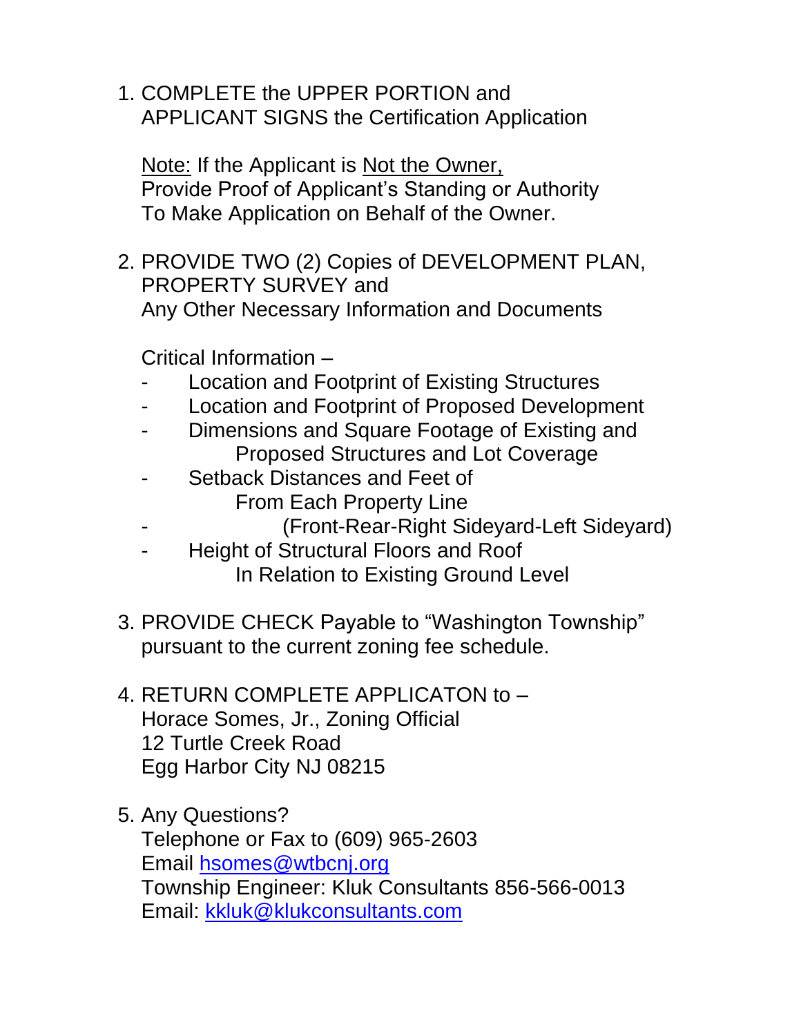1. COMPLETE the UPPER PORTION and
   APPLICANT SIGNS the Certification Application

   <u>Note:</u> If the Applicant is <u>Not the Owner,</u>
   Provide Proof of Applicant's Standing or Authority
   To Make Application on Behalf of the Owner.

2. PROVIDE TWO (2) Copies of DEVELOPMENT PLAN,
   PROPERTY SURVEY and
   Any Other Necessary Information and Documents

   Critical Information –

   - Location and Footprint of Existing Structures
   - Location and Footprint of Proposed Development
   - Dimensions and Square Footage of Existing and
     Proposed Structures and Lot Coverage
   - Setback Distances and Feet of
     From Each Property Line
   - (Front-Rear-Right Sideyard-Left Sideyard)
   - Height of Structural Floors and Roof
     In Relation to Existing Ground Level

3. PROVIDE CHECK Payable to "Washington Township"
   pursuant to the current zoning fee schedule.

4. RETURN COMPLETE APPLICATON to –
   Horace Somes, Jr., Zoning Official
   12 Turtle Creek Road
   Egg Harbor City NJ 08215

5. Any Questions?
   Telephone or Fax to (609) 965-2603
   Email hsomes@wtbcnj.org
   Township Engineer: Kluk Consultants 856-566-0013
   Email: kkluk@klukconsultants.com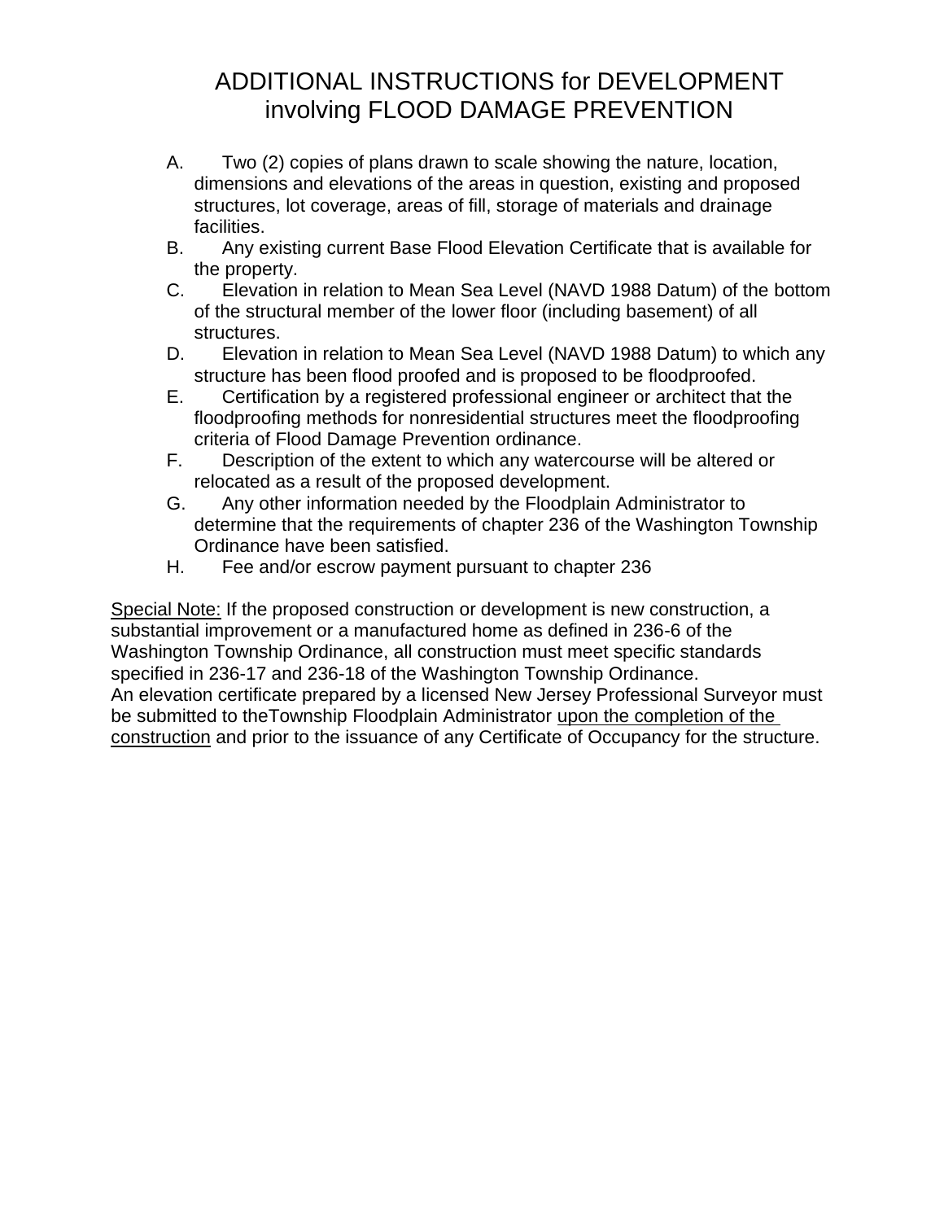# ADDITIONAL INSTRUCTIONS for DEVELOPMENT involving FLOOD DAMAGE PREVENTION

A. Two (2) copies of plans drawn to scale showing the nature, location, dimensions and elevations of the areas in question, existing and proposed structures, lot coverage, areas of fill, storage of materials and drainage facilities.

B. Any existing current Base Flood Elevation Certificate that is available for the property.

C. Elevation in relation to Mean Sea Level (NAVD 1988 Datum) of the bottom of the structural member of the lower floor (including basement) of all structures.

D. Elevation in relation to Mean Sea Level (NAVD 1988 Datum) to which any structure has been flood proofed and is proposed to be floodproofed.

E. Certification by a registered professional engineer or architect that the floodproofing methods for nonresidential structures meet the floodproofing criteria of Flood Damage Prevention ordinance.

F. Description of the extent to which any watercourse will be altered or relocated as a result of the proposed development.

G. Any other information needed by the Floodplain Administrator to determine that the requirements of chapter 236 of the Washington Township Ordinance have been satisfied.

H. Fee and/or escrow payment pursuant to chapter 236

<u>Special Note:</u> If the proposed construction or development is new construction, a substantial improvement or a manufactured home as defined in 236-6 of the Washington Township Ordinance, all construction must meet specific standards specified in 236-17 and 236-18 of the Washington Township Ordinance.
An elevation certificate prepared by a licensed New Jersey Professional Surveyor must be submitted to theTownship Floodplain Administrator <u>upon the completion of the construction</u> and prior to the issuance of any Certificate of Occupancy for the structure.